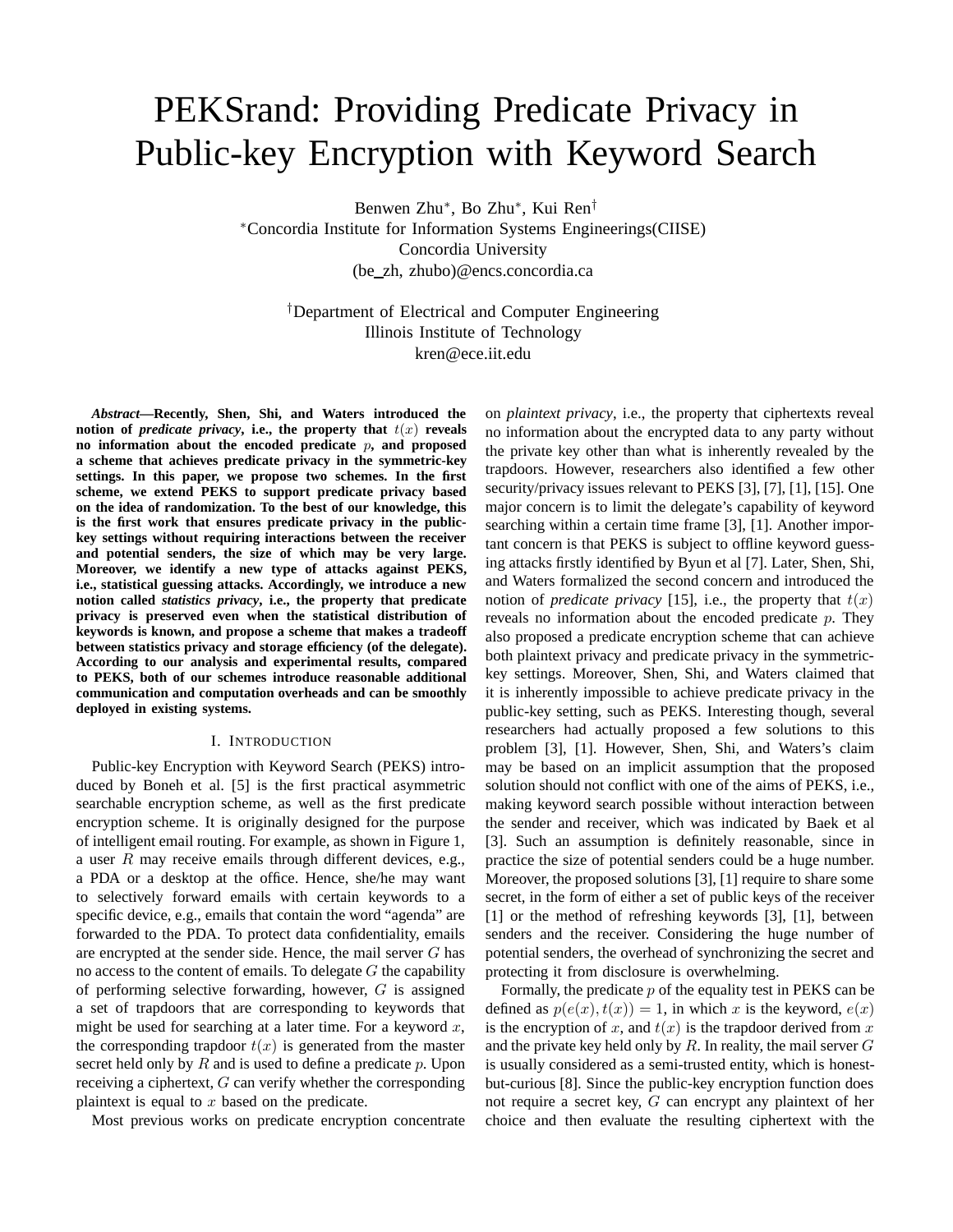# PEKSrand: Providing Predicate Privacy in Public-key Encryption with Keyword Search

Benwen Zhu[*], Bo Zhu[*], Kui Ren[†]

[*]Concordia Institute for Information Systems Engineerings(CIISE)
Concordia University
(be_zh, zhubo)@encs.concordia.ca

[†]Department of Electrical and Computer Engineering
Illinois Institute of Technology
kren@ece.iit.edu

***Abstract*—Recently, Shen, Shi, and Waters introduced the notion of *predicate privacy*, i.e., the property that $t(x)$ reveals no information about the encoded predicate $p$, and proposed a scheme that achieves predicate privacy in the symmetric-key settings. In this paper, we propose two schemes. In the first scheme, we extend PEKS to support predicate privacy based on the idea of randomization. To the best of our knowledge, this is the first work that ensures predicate privacy in the public-key settings without requiring interactions between the receiver and potential senders, the size of which may be very large. Moreover, we identify a new type of attacks against PEKS, i.e., statistical guessing attacks. Accordingly, we introduce a new notion called *statistics privacy*, i.e., the property that predicate privacy is preserved even when the statistical distribution of keywords is known, and propose a scheme that makes a tradeoff between statistics privacy and storage efficiency (of the delegate). According to our analysis and experimental results, compared to PEKS, both of our schemes introduce reasonable additional communication and computation overheads and can be smoothly deployed in existing systems.**

## I. Introduction

Public-key Encryption with Keyword Search (PEKS) introduced by Boneh et al. [5] is the first practical asymmetric searchable encryption scheme, as well as the first predicate encryption scheme. It is originally designed for the purpose of intelligent email routing. For example, as shown in Figure 1, a user $R$ may receive emails through different devices, e.g., a PDA or a desktop at the office. Hence, she/he may want to selectively forward emails with certain keywords to a specific device, e.g., emails that contain the word "agenda" are forwarded to the PDA. To protect data confidentiality, emails are encrypted at the sender side. Hence, the mail server $G$ has no access to the content of emails. To delegate $G$ the capability of performing selective forwarding, however, $G$ is assigned a set of trapdoors that are corresponding to keywords that might be used for searching at a later time. For a keyword $x$, the corresponding trapdoor $t(x)$ is generated from the master secret held only by $R$ and is used to define a predicate $p$. Upon receiving a ciphertext, $G$ can verify whether the corresponding plaintext is equal to $x$ based on the predicate.

Most previous works on predicate encryption concentrate on *plaintext privacy*, i.e., the property that ciphertexts reveal no information about the encrypted data to any party without the private key other than what is inherently revealed by the trapdoors. However, researchers also identified a few other security/privacy issues relevant to PEKS [3], [7], [1], [15]. One major concern is to limit the delegate's capability of keyword searching within a certain time frame [3], [1]. Another important concern is that PEKS is subject to offline keyword guessing attacks firstly identified by Byun et al [7]. Later, Shen, Shi, and Waters formalized the second concern and introduced the notion of *predicate privacy* [15], i.e., the property that $t(x)$ reveals no information about the encoded predicate $p$. They also proposed a predicate encryption scheme that can achieve both plaintext privacy and predicate privacy in the symmetric-key settings. Moreover, Shen, Shi, and Waters claimed that it is inherently impossible to achieve predicate privacy in the public-key setting, such as PEKS. Interesting though, several researchers had actually proposed a few solutions to this problem [3], [1]. However, Shen, Shi, and Waters's claim may be based on an implicit assumption that the proposed solution should not conflict with one of the aims of PEKS, i.e., making keyword search possible without interaction between the sender and receiver, which was indicated by Baek et al [3]. Such an assumption is definitely reasonable, since in practice the size of potential senders could be a huge number. Moreover, the proposed solutions [3], [1] require to share some secret, in the form of either a set of public keys of the receiver [1] or the method of refreshing keywords [3], [1], between senders and the receiver. Considering the huge number of potential senders, the overhead of synchronizing the secret and protecting it from disclosure is overwhelming.

Formally, the predicate $p$ of the equality test in PEKS can be defined as $p(e(x), t(x)) = 1$, in which $x$ is the keyword, $e(x)$ is the encryption of $x$, and $t(x)$ is the trapdoor derived from $x$ and the private key held only by $R$. In reality, the mail server $G$ is usually considered as a semi-trusted entity, which is honest-but-curious [8]. Since the public-key encryption function does not require a secret key, $G$ can encrypt any plaintext of her choice and then evaluate the resulting ciphertext with the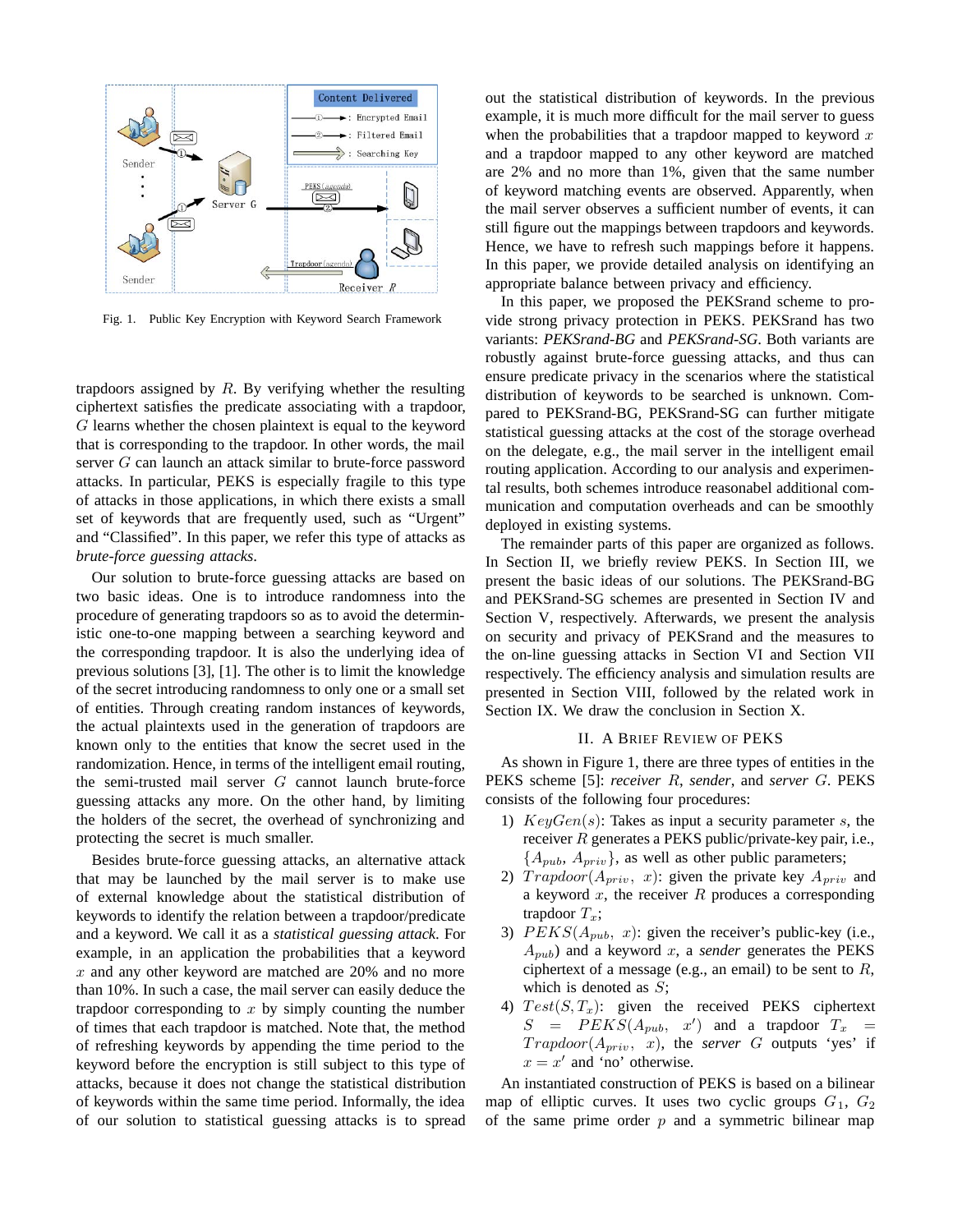Fig. 1. Public Key Encryption with Keyword Search Framework

trapdoors assigned by $R$. By verifying whether the resulting ciphertext satisfies the predicate associating with a trapdoor, $G$ learns whether the chosen plaintext is equal to the keyword that is corresponding to the trapdoor. In other words, the mail server $G$ can launch an attack similar to brute-force password attacks. In particular, PEKS is especially fragile to this type of attacks in those applications, in which there exists a small set of keywords that are frequently used, such as "Urgent" and "Classified". In this paper, we refer this type of attacks as *brute-force guessing attacks*.

Our solution to brute-force guessing attacks are based on two basic ideas. One is to introduce randomness into the procedure of generating trapdoors so as to avoid the deterministic one-to-one mapping between a searching keyword and the corresponding trapdoor. It is also the underlying idea of previous solutions [3], [1]. The other is to limit the knowledge of the secret introducing randomness to only one or a small set of entities. Through creating random instances of keywords, the actual plaintexts used in the generation of trapdoors are known only to the entities that know the secret used in the randomization. Hence, in terms of the intelligent email routing, the semi-trusted mail server $G$ cannot launch brute-force guessing attacks any more. On the other hand, by limiting the holders of the secret, the overhead of synchronizing and protecting the secret is much smaller.

Besides brute-force guessing attacks, an alternative attack that may be launched by the mail server is to make use of external knowledge about the statistical distribution of keywords to identify the relation between a trapdoor/predicate and a keyword. We call it as a *statistical guessing attack*. For example, in an application the probabilities that a keyword $x$ and any other keyword are matched are 20% and no more than 10%. In such a case, the mail server can easily deduce the trapdoor corresponding to $x$ by simply counting the number of times that each trapdoor is matched. Note that, the method of refreshing keywords by appending the time period to the keyword before the encryption is still subject to this type of attacks, because it does not change the statistical distribution of keywords within the same time period. Informally, the idea of our solution to statistical guessing attacks is to spread out the statistical distribution of keywords. In the previous example, it is much more difficult for the mail server to guess when the probabilities that a trapdoor mapped to keyword $x$ and a trapdoor mapped to any other keyword are matched are 2% and no more than 1%, given that the same number of keyword matching events are observed. Apparently, when the mail server observes a sufficient number of events, it can still figure out the mappings between trapdoors and keywords. Hence, we have to refresh such mappings before it happens. In this paper, we provide detailed analysis on identifying an appropriate balance between privacy and efficiency.

In this paper, we proposed the PEKSrand scheme to provide strong privacy protection in PEKS. PEKSrand has two variants: *PEKSrand-BG* and *PEKSrand-SG*. Both variants are robustly against brute-force guessing attacks, and thus can ensure predicate privacy in the scenarios where the statistical distribution of keywords to be searched is unknown. Compared to PEKSrand-BG, PEKSrand-SG can further mitigate statistical guessing attacks at the cost of the storage overhead on the delegate, e.g., the mail server in the intelligent email routing application. According to our analysis and experimental results, both schemes introduce reasonabel additional communication and computation overheads and can be smoothly deployed in existing systems.

The remainder parts of this paper are organized as follows. In Section II, we briefly review PEKS. In Section III, we present the basic ideas of our solutions. The PEKSrand-BG and PEKSrand-SG schemes are presented in Section IV and Section V, respectively. Afterwards, we present the analysis on security and privacy of PEKSrand and the measures to the on-line guessing attacks in Section VI and Section VII respectively. The efficiency analysis and simulation results are presented in Section VIII, followed by the related work in Section IX. We draw the conclusion in Section X.

## II. A Brief Review of PEKS

As shown in Figure 1, there are three types of entities in the PEKS scheme [5]: *receiver* $R$, *sender*, and *server* $G$. PEKS consists of the following four procedures:

1) $KeyGen(s)$: Takes as input a security parameter $s$, the receiver $R$ generates a PEKS public/private-key pair, i.e., $\{A_{pub}, A_{priv}\}$, as well as other public parameters;
2) $Trapdoor(A_{priv}, x)$: given the private key $A_{priv}$ and a keyword $x$, the receiver $R$ produces a corresponding trapdoor $T_x$;
3) $PEKS(A_{pub}, x)$: given the receiver's public-key (i.e., $A_{pub}$) and a keyword $x$, a *sender* generates the PEKS ciphertext of a message (e.g., an email) to be sent to $R$, which is denoted as $S$;
4) $Test(S, T_x)$: given the received PEKS ciphertext $S = PEKS(A_{pub}, x')$ and a trapdoor $T_x = Trapdoor(A_{priv}, x)$, the *server* $G$ outputs 'yes' if $x = x'$ and 'no' otherwise.

An instantiated construction of PEKS is based on a bilinear map of elliptic curves. It uses two cyclic groups $G_1$, $G_2$ of the same prime order $p$ and a symmetric bilinear map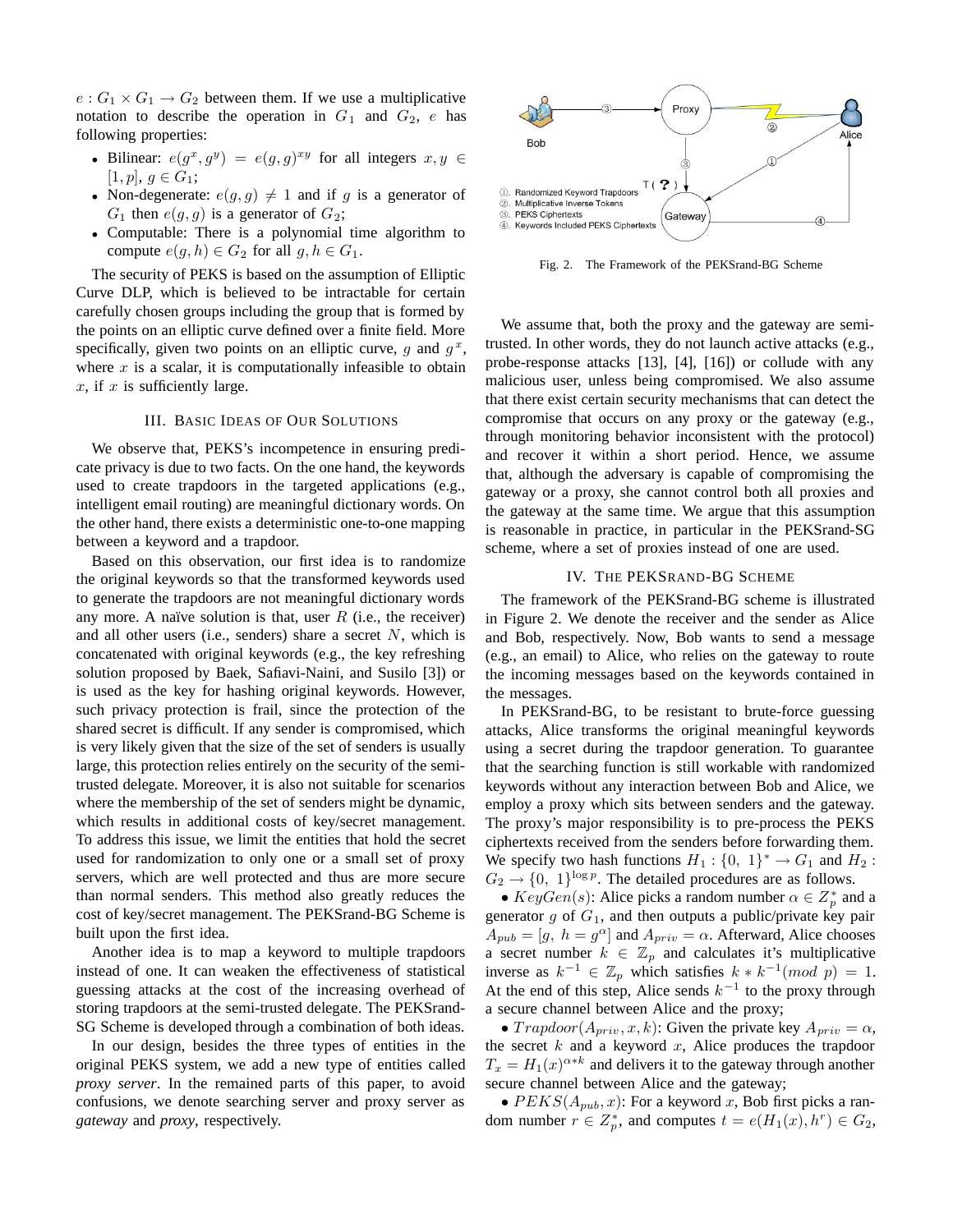$e : G_1 \times G_1 \rightarrow G_2$ between them. If we use a multiplicative notation to describe the operation in $G_1$ and $G_2$, $e$ has following properties:

- Bilinear: $e(g^x, g^y) = e(g, g)^{xy}$ for all integers $x, y \in [1, p]$, $g \in G_1$;
- Non-degenerate: $e(g, g) \neq 1$ and if $g$ is a generator of $G_1$ then $e(g, g)$ is a generator of $G_2$;
- Computable: There is a polynomial time algorithm to compute $e(g, h) \in G_2$ for all $g, h \in G_1$.

The security of PEKS is based on the assumption of Elliptic Curve DLP, which is believed to be intractable for certain carefully chosen groups including the group that is formed by the points on an elliptic curve defined over a finite field. More specifically, given two points on an elliptic curve, $g$ and $g^x$, where $x$ is a scalar, it is computationally infeasible to obtain $x$, if $x$ is sufficiently large.

## III. Basic Ideas of Our Solutions

We observe that, PEKS's incompetence in ensuring predicate privacy is due to two facts. On the one hand, the keywords used to create trapdoors in the targeted applications (e.g., intelligent email routing) are meaningful dictionary words. On the other hand, there exists a deterministic one-to-one mapping between a keyword and a trapdoor.

Based on this observation, our first idea is to randomize the original keywords so that the transformed keywords used to generate the trapdoors are not meaningful dictionary words any more. A naïve solution is that, user $R$ (i.e., the receiver) and all other users (i.e., senders) share a secret $N$, which is concatenated with original keywords (e.g., the key refreshing solution proposed by Baek, Safiavi-Naini, and Susilo [3]) or is used as the key for hashing original keywords. However, such privacy protection is frail, since the protection of the shared secret is difficult. If any sender is compromised, which is very likely given that the size of the set of senders is usually large, this protection relies entirely on the security of the semi-trusted delegate. Moreover, it is also not suitable for scenarios where the membership of the set of senders might be dynamic, which results in additional costs of key/secret management. To address this issue, we limit the entities that hold the secret used for randomization to only one or a small set of proxy servers, which are well protected and thus are more secure than normal senders. This method also greatly reduces the cost of key/secret management. The PEKSrand-BG Scheme is built upon the first idea.

Another idea is to map a keyword to multiple trapdoors instead of one. It can weaken the effectiveness of statistical guessing attacks at the cost of the increasing overhead of storing trapdoors at the semi-trusted delegate. The PEKSrand-SG Scheme is developed through a combination of both ideas.

In our design, besides the three types of entities in the original PEKS system, we add a new type of entities called *proxy server*. In the remained parts of this paper, to avoid confusions, we denote searching server and proxy server as *gateway* and *proxy*, respectively.

Fig. 2. The Framework of the PEKSrand-BG Scheme

We assume that, both the proxy and the gateway are semi-trusted. In other words, they do not launch active attacks (e.g., probe-response attacks [13], [4], [16]) or collude with any malicious user, unless being compromised. We also assume that there exist certain security mechanisms that can detect the compromise that occurs on any proxy or the gateway (e.g., through monitoring behavior inconsistent with the protocol) and recover it within a short period. Hence, we assume that, although the adversary is capable of compromising the gateway or a proxy, she cannot control both all proxies and the gateway at the same time. We argue that this assumption is reasonable in practice, in particular in the PEKSrand-SG scheme, where a set of proxies instead of one are used.

## IV. The PEKSrand-BG Scheme

The framework of the PEKSrand-BG scheme is illustrated in Figure 2. We denote the receiver and the sender as Alice and Bob, respectively. Now, Bob wants to send a message (e.g., an email) to Alice, who relies on the gateway to route the incoming messages based on the keywords contained in the messages.

In PEKSrand-BG, to be resistant to brute-force guessing attacks, Alice transforms the original meaningful keywords using a secret during the trapdoor generation. To guarantee that the searching function is still workable with randomized keywords without any interaction between Bob and Alice, we employ a proxy which sits between senders and the gateway. The proxy's major responsibility is to pre-process the PEKS ciphertexts received from the senders before forwarding them. We specify two hash functions $H_1 : \{0, 1\}^* \rightarrow G_1$ and $H_2 : G_2 \rightarrow \{0, 1\}^{\log p}$. The detailed procedures are as follows.

- $KeyGen(s)$: Alice picks a random number $\alpha \in Z_p^*$ and a generator $g$ of $G_1$, and then outputs a public/private key pair $A_{pub} = [g,\ h = g^{\alpha}]$ and $A_{priv} = \alpha$. Afterward, Alice chooses a secret number $k \in \mathbb{Z}_p$ and calculates it's multiplicative inverse as $k^{-1} \in \mathbb{Z}_p$ which satisfies $k * k^{-1} (mod\ p) = 1$. At the end of this step, Alice sends $k^{-1}$ to the proxy through a secure channel between Alice and the proxy;
- $Trapdoor(A_{priv}, x, k)$: Given the private key $A_{priv} = \alpha$, the secret $k$ and a keyword $x$, Alice produces the trapdoor $T_x = H_1(x)^{\alpha * k}$ and delivers it to the gateway through another secure channel between Alice and the gateway;
- $PEKS(A_{pub}, x)$: For a keyword $x$, Bob first picks a random number $r \in Z_p^*$, and computes $t = e(H_1(x), h^r) \in G_2$,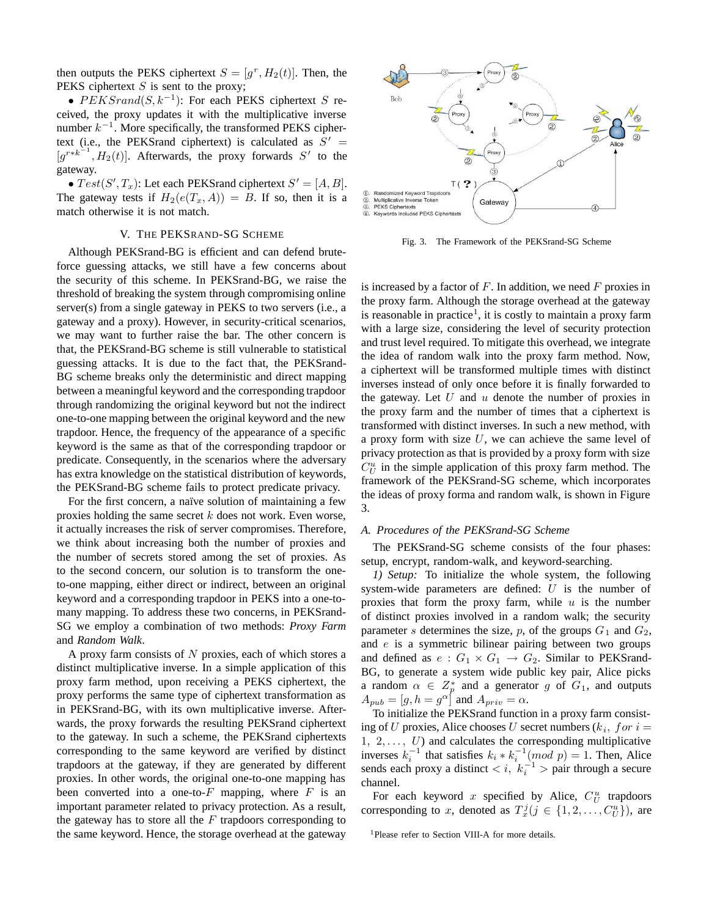then outputs the PEKS ciphertext $S = [g^r, H_2(t)]$. Then, the PEKS ciphertext $S$ is sent to the proxy;

• $PEKSrand(S, k^{-1})$: For each PEKS ciphertext $S$ received, the proxy updates it with the multiplicative inverse number $k^{-1}$. More specifically, the transformed PEKS ciphertext (i.e., the PEKSrand ciphertext) is calculated as $S' = [g^{r*k^{-1}}, H_2(t)]$. Afterwards, the proxy forwards $S'$ to the gateway.

• $Test(S', T_x)$: Let each PEKSrand ciphertext $S' = [A, B]$. The gateway tests if $H_2(e(T_x, A)) = B$. If so, then it is a match otherwise it is not match.

## V. The PEKSrand-SG Scheme

Although PEKSrand-BG is efficient and can defend brute-force guessing attacks, we still have a few concerns about the security of this scheme. In PEKSrand-BG, we raise the threshold of breaking the system through compromising online server(s) from a single gateway in PEKS to two servers (i.e., a gateway and a proxy). However, in security-critical scenarios, we may want to further raise the bar. The other concern is that, the PEKSrand-BG scheme is still vulnerable to statistical guessing attacks. It is due to the fact that, the PEKSrand-BG scheme breaks only the deterministic and direct mapping between a meaningful keyword and the corresponding trapdoor through randomizing the original keyword but not the indirect one-to-one mapping between the original keyword and the new trapdoor. Hence, the frequency of the appearance of a specific keyword is the same as that of the corresponding trapdoor or predicate. Consequently, in the scenarios where the adversary has extra knowledge on the statistical distribution of keywords, the PEKSrand-BG scheme fails to protect predicate privacy.

For the first concern, a naïve solution of maintaining a few proxies holding the same secret $k$ does not work. Even worse, it actually increases the risk of server compromises. Therefore, we think about increasing both the number of proxies and the number of secrets stored among the set of proxies. As to the second concern, our solution is to transform the one-to-one mapping, either direct or indirect, between an original keyword and a corresponding trapdoor in PEKS into a one-to-many mapping. To address these two concerns, in PEKSrand-SG we employ a combination of two methods: *Proxy Farm* and *Random Walk*.

A proxy farm consists of $N$ proxies, each of which stores a distinct multiplicative inverse. In a simple application of this proxy farm method, upon receiving a PEKS ciphertext, the proxy performs the same type of ciphertext transformation as in PEKSrand-BG, with its own multiplicative inverse. Afterwards, the proxy forwards the resulting PEKSrand ciphertext to the gateway. In such a scheme, the PEKSrand ciphertexts corresponding to the same keyword are verified by distinct trapdoors at the gateway, if they are generated by different proxies. In other words, the original one-to-one mapping has been converted into a one-to-$F$ mapping, where $F$ is an important parameter related to privacy protection. As a result, the gateway has to store all the $F$ trapdoors corresponding to the same keyword. Hence, the storage overhead at the gateway is increased by a factor of $F$. In addition, we need $F$ proxies in the proxy farm. Although the storage overhead at the gateway is reasonable in practice[1], it is costly to maintain a proxy farm with a large size, considering the level of security protection and trust level required. To mitigate this overhead, we integrate the idea of random walk into the proxy farm method. Now, a ciphertext will be transformed multiple times with distinct inverses instead of only once before it is finally forwarded to the gateway. Let $U$ and $u$ denote the number of proxies in the proxy farm and the number of times that a ciphertext is transformed with distinct inverses. In such a new method, with a proxy form with size $U$, we can achieve the same level of privacy protection as that is provided by a proxy form with size $C_U^u$ in the simple application of this proxy farm method. The framework of the PEKSrand-SG scheme, which incorporates the ideas of proxy forma and random walk, is shown in Figure 3.

Fig. 3. The Framework of the PEKSrand-SG Scheme

### A. Procedures of the PEKSrand-SG Scheme

The PEKSrand-SG scheme consists of the four phases: setup, encrypt, random-walk, and keyword-searching.

*1) Setup:* To initialize the whole system, the following system-wide parameters are defined: $U$ is the number of proxies that form the proxy farm, while $u$ is the number of distinct proxies involved in a random walk; the security parameter $s$ determines the size, $p$, of the groups $G_1$ and $G_2$, and $e$ is a symmetric bilinear pairing between two groups and defined as $e : G_1 \times G_1 \rightarrow G_2$. Similar to PEKSrand-BG, to generate a system wide public key pair, Alice picks a random $\alpha \in Z_p^*$ and a generator $g$ of $G_1$, and outputs $A_{pub} = [g, h = g^{\alpha}]$ and $A_{priv} = \alpha$.

To initialize the PEKSrand function in a proxy farm consisting of $U$ proxies, Alice chooses $U$ secret numbers ($k_i,\ for\ i = 1,\ 2, \ldots,\ U$) and calculates the corresponding multiplicative inverses $k_i^{-1}$ that satisfies $k_i * k_i^{-1} (mod\ p) = 1$. Then, Alice sends each proxy a distinct $< i,\ k_i^{-1} >$ pair through a secure channel.

For each keyword $x$ specified by Alice, $C_U^u$ trapdoors corresponding to $x$, denoted as $T_x^j (j \in \{1, 2, \ldots, C_U^u\})$, are

[1] Please refer to Section VIII-A for more details.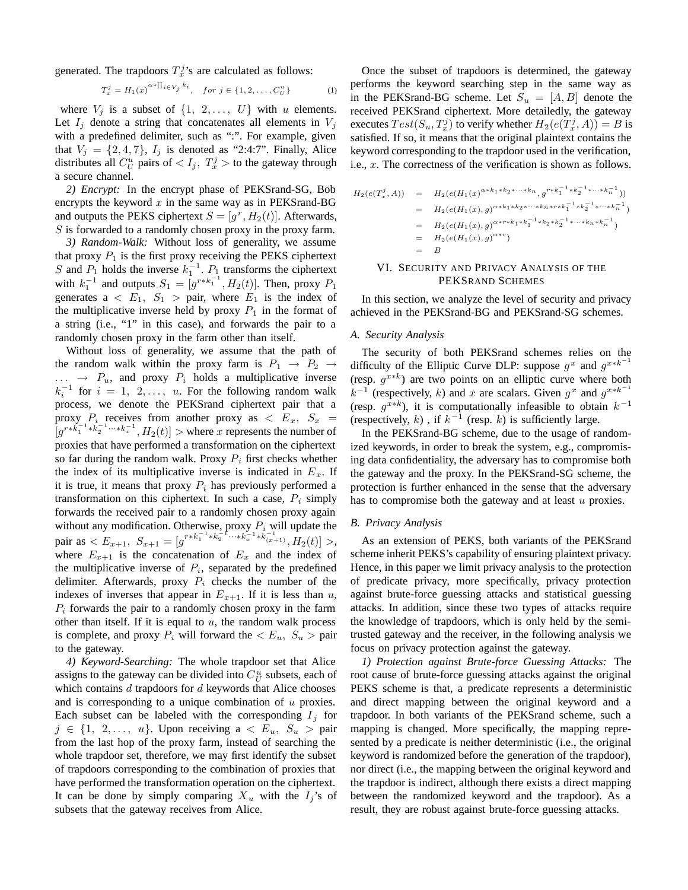generated. The trapdoors $T_x^j$'s are calculated as follows:

$$T_x^j = H_1(x)^{\alpha * \prod_{i \in V_j} k_i}, \quad for\ j \in \{1, 2, \dots, C_U^u\} \tag{1}$$

where $V_j$ is a subset of $\{1,\ 2, \dots,\ U\}$ with $u$ elements. Let $I_j$ denote a string that concatenates all elements in $V_j$ with a predefined delimiter, such as ":". For example, given that $V_j = \{2, 4, 7\}$, $I_j$ is denoted as "2:4:7". Finally, Alice distributes all $C_U^u$ pairs of $< I_j,\ T_x^j >$ to the gateway through a secure channel.

*2) Encrypt:* In the encrypt phase of PEKSrand-SG, Bob encrypts the keyword $x$ in the same way as in PEKSrand-BG and outputs the PEKS ciphertext $S = [g^r, H_2(t)]$. Afterwards, $S$ is forwarded to a randomly chosen proxy in the proxy farm.

*3) Random-Walk:* Without loss of generality, we assume that proxy $P_1$ is the first proxy receiving the PEKS ciphertext $S$ and $P_1$ holds the inverse $k_1^{-1}$. $P_1$ transforms the ciphertext with $k_1^{-1}$ and outputs $S_1 = [g^{r*k_1^{-1}}, H_2(t)]$. Then, proxy $P_1$ generates a $< E_1,\ S_1 >$ pair, where $E_1$ is the index of the multiplicative inverse held by proxy $P_1$ in the format of a string (i.e., "1" in this case), and forwards the pair to a randomly chosen proxy in the farm other than itself.

Without loss of generality, we assume that the path of the random walk within the proxy farm is $P_1 \rightarrow P_2 \rightarrow \dots \rightarrow P_u$, and proxy $P_i$ holds a multiplicative inverse $k_i^{-1}$ for $i = 1,\ 2, \dots,\ u$. For the following random walk process, we denote the PEKSrand ciphertext pair that a proxy $P_i$ receives from another proxy as $< E_x,\ S_x = [g^{r*k_1^{-1}*k_2^{-1} \cdots *k_x^{-1}}, H_2(t)] >$ where $x$ represents the number of proxies that have performed a transformation on the ciphertext so far during the random walk. Proxy $P_i$ first checks whether the index of its multiplicative inverse is indicated in $E_x$. If it is true, it means that proxy $P_i$ has previously performed a transformation on this ciphertext. In such a case, $P_i$ simply forwards the received pair to a randomly chosen proxy again without any modification. Otherwise, proxy $P_i$ will update the pair as $< E_{x+1},\ S_{x+1} = [g^{r*k_1^{-1}*k_2^{-1} \cdots *k_x^{-1}*k_{(x+1)}^{-1}}, H_2(t)] >$, where $E_{x+1}$ is the concatenation of $E_x$ and the index of the multiplicative inverse of $P_i$, separated by the predefined delimiter. Afterwards, proxy $P_i$ checks the number of the indexes of inverses that appear in $E_{x+1}$. If it is less than $u$, $P_i$ forwards the pair to a randomly chosen proxy in the farm other than itself. If it is equal to $u$, the random walk process is complete, and proxy $P_i$ will forward the $< E_u,\ S_u >$ pair to the gateway.

*4) Keyword-Searching:* The whole trapdoor set that Alice assigns to the gateway can be divided into $C_U^u$ subsets, each of which contains $d$ trapdoors for $d$ keywords that Alice chooses and is corresponding to a unique combination of $u$ proxies. Each subset can be labeled with the corresponding $I_j$ for $j \in \{1,\ 2, \dots,\ u\}$. Upon receiving a $< E_u,\ S_u >$ pair from the last hop of the proxy farm, instead of searching the whole trapdoor set, therefore, we may first identify the subset of trapdoors corresponding to the combination of proxies that have performed the transformation operation on the ciphertext. It can be done by simply comparing $X_u$ with the $I_j$'s of subsets that the gateway receives from Alice.

Once the subset of trapdoors is determined, the gateway performs the keyword searching step in the same way as in the PEKSrand-BG scheme. Let $S_u = [A, B]$ denote the received PEKSrand ciphertext. More detailedly, the gateway executes $Test(S_u, T_x^j)$ to verify whether $H_2(e(T_x^j, A)) = B$ is satisfied. If so, it means that the original plaintext contains the keyword corresponding to the trapdoor used in the verification, i.e., $x$. The correctness of the verification is shown as follows.

$$\begin{aligned}
H_2(e(T_x^j, A)) &= H_2(e(H_1(x)^{\alpha*k_1*k_2*\cdots*k_n}, g^{r*k_1^{-1}*k_2^{-1}*\cdots*k_n^{-1}})) \\
&= H_2(e(H_1(x), g)^{\alpha*k_1*k_2*\cdots*k_n*r*k_1^{-1}*k_2^{-1}*\cdots*k_n^{-1}}) \\
&= H_2(e(H_1(x), g)^{\alpha*r*k_1*k_1^{-1}*k_2*k_2^{-1}*\cdots*k_n*k_n^{-1}}) \\
&= H_2(e(H_1(x), g)^{\alpha*r}) \\
&= B
\end{aligned}$$

## VI. Security and Privacy Analysis of the PEKSrand Schemes

In this section, we analyze the level of security and privacy achieved in the PEKSrand-BG and PEKSrand-SG schemes.

### A. Security Analysis

The security of both PEKSrand schemes relies on the difficulty of the Elliptic Curve DLP: suppose $g^x$ and $g^{x*k^{-1}}$ (resp. $g^{x*k}$) are two points on an elliptic curve where both $k^{-1}$ (respectively, $k$) and $x$ are scalars. Given $g^x$ and $g^{x*k^{-1}}$ (resp. $g^{x*k}$), it is computationally infeasible to obtain $k^{-1}$ (respectively, $k$) , if $k^{-1}$ (resp. $k$) is sufficiently large.

In the PEKSrand-BG scheme, due to the usage of randomized keywords, in order to break the system, e.g., compromising data confidentiality, the adversary has to compromise both the gateway and the proxy. In the PEKSrand-SG scheme, the protection is further enhanced in the sense that the adversary has to compromise both the gateway and at least $u$ proxies.

### B. Privacy Analysis

As an extension of PEKS, both variants of the PEKSrand scheme inherit PEKS's capability of ensuring plaintext privacy. Hence, in this paper we limit privacy analysis to the protection of predicate privacy, more specifically, privacy protection against brute-force guessing attacks and statistical guessing attacks. In addition, since these two types of attacks require the knowledge of trapdoors, which is only held by the semi-trusted gateway and the receiver, in the following analysis we focus on privacy protection against the gateway.

*1) Protection against Brute-force Guessing Attacks:* The root cause of brute-force guessing attacks against the original PEKS scheme is that, a predicate represents a deterministic and direct mapping between the original keyword and a trapdoor. In both variants of the PEKSrand scheme, such a mapping is changed. More specifically, the mapping represented by a predicate is neither deterministic (i.e., the original keyword is randomized before the generation of the trapdoor), nor direct (i.e., the mapping between the original keyword and the trapdoor is indirect, although there exists a direct mapping between the randomized keyword and the trapdoor). As a result, they are robust against brute-force guessing attacks.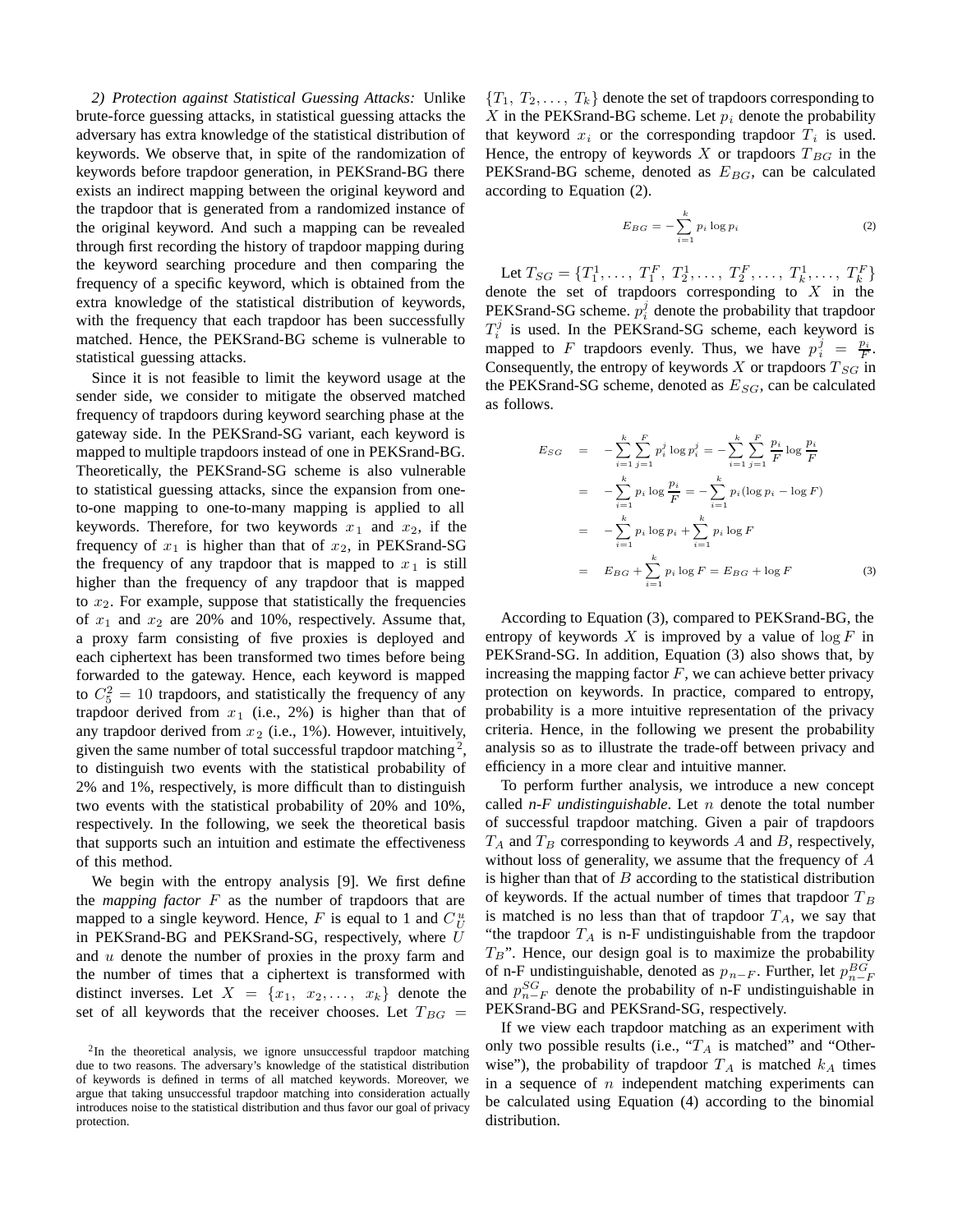*2) Protection against Statistical Guessing Attacks:* Unlike brute-force guessing attacks, in statistical guessing attacks the adversary has extra knowledge of the statistical distribution of keywords. We observe that, in spite of the randomization of keywords before trapdoor generation, in PEKSrand-BG there exists an indirect mapping between the original keyword and the trapdoor that is generated from a randomized instance of the original keyword. And such a mapping can be revealed through first recording the history of trapdoor mapping during the keyword searching procedure and then comparing the frequency of a specific keyword, which is obtained from the extra knowledge of the statistical distribution of keywords, with the frequency that each trapdoor has been successfully matched. Hence, the PEKSrand-BG scheme is vulnerable to statistical guessing attacks.

Since it is not feasible to limit the keyword usage at the sender side, we consider to mitigate the observed matched frequency of trapdoors during keyword searching phase at the gateway side. In the PEKSrand-SG variant, each keyword is mapped to multiple trapdoors instead of one in PEKSrand-BG. Theoretically, the PEKSrand-SG scheme is also vulnerable to statistical guessing attacks, since the expansion from one-to-one mapping to one-to-many mapping is applied to all keywords. Therefore, for two keywords $x_1$ and $x_2$, if the frequency of $x_1$ is higher than that of $x_2$, in PEKSrand-SG the frequency of any trapdoor that is mapped to $x_1$ is still higher than the frequency of any trapdoor that is mapped to $x_2$. For example, suppose that statistically the frequencies of $x_1$ and $x_2$ are 20% and 10%, respectively. Assume that, a proxy farm consisting of five proxies is deployed and each ciphertext has been transformed two times before being forwarded to the gateway. Hence, each keyword is mapped to $C_5^2 = 10$ trapdoors, and statistically the frequency of any trapdoor derived from $x_1$ (i.e., 2%) is higher than that of any trapdoor derived from $x_2$ (i.e., 1%). However, intuitively, given the same number of total successful trapdoor matching[2], to distinguish two events with the statistical probability of 2% and 1%, respectively, is more difficult than to distinguish two events with the statistical probability of 20% and 10%, respectively. In the following, we seek the theoretical basis that supports such an intuition and estimate the effectiveness of this method.

We begin with the entropy analysis [9]. We first define the *mapping factor* $F$ as the number of trapdoors that are mapped to a single keyword. Hence, $F$ is equal to 1 and $C_U^u$ in PEKSrand-BG and PEKSrand-SG, respectively, where $U$ and $u$ denote the number of proxies in the proxy farm and the number of times that a ciphertext is transformed with distinct inverses. Let $X = \{x_1, x_2, \ldots, x_k\}$ denote the set of keywords that the receiver chooses. Let $T_{BG} = \{T_1, T_2, \ldots, T_k\}$ denote the set of trapdoors corresponding to $X$ in the PEKSrand-BG scheme. Let $p_i$ denote the probability that keyword $x_i$ or the corresponding trapdoor $T_i$ is used. Hence, the entropy of keywords $X$ or trapdoors $T_{BG}$ in the PEKSrand-BG scheme, denoted as $E_{BG}$, can be calculated according to Equation (2).

$$E_{BG} = -\sum_{i=1}^{k} p_i \log p_i \tag{2}$$

Let $T_{SG} = \{T_1^1, \ldots, T_1^F, T_2^1, \ldots, T_2^F, \ldots, T_k^1, \ldots, T_k^F\}$ denote the set of trapdoors corresponding to $X$ in the PEKSrand-SG scheme. $p_i^j$ denote the probability that trapdoor $T_i^j$ is used. In the PEKSrand-SG scheme, each keyword is mapped to $F$ trapdoors evenly. Thus, we have $p_i^j = \frac{p_i}{F}$. Consequently, the entropy of keywords $X$ or trapdoors $T_{SG}$ in the PEKSrand-SG scheme, denoted as $E_{SG}$, can be calculated as follows.

$$\begin{aligned}
E_{SG} &= -\sum_{i=1}^{k}\sum_{j=1}^{F} p_i^j \log p_i^j = -\sum_{i=1}^{k}\sum_{j=1}^{F} \frac{p_i}{F} \log \frac{p_i}{F} \\
&= -\sum_{i=1}^{k} p_i \log \frac{p_i}{F} = -\sum_{i=1}^{k} p_i (\log p_i - \log F) \\
&= -\sum_{i=1}^{k} p_i \log p_i + \sum_{i=1}^{k} p_i \log F \\
&= E_{BG} + \sum_{i=1}^{k} p_i \log F = E_{BG} + \log F
\end{aligned} \tag{3}$$

According to Equation (3), compared to PEKSrand-BG, the entropy of keywords $X$ is improved by a value of $\log F$ in PEKSrand-SG. In addition, Equation (3) also shows that, by increasing the mapping factor $F$, we can achieve better privacy protection on keywords. In practice, compared to entropy, probability is a more intuitive representation of the privacy criteria. Hence, in the following we present the probability analysis so as to illustrate the trade-off between privacy and efficiency in a more clear and intuitive manner.

To perform further analysis, we introduce a new concept called *n-F undistinguishable*. Let $n$ denote the total number of successful trapdoor matching. Given a pair of trapdoors $T_A$ and $T_B$ corresponding to keywords $A$ and $B$, respectively, without loss of generality, we assume that the frequency of $A$ is higher than that of $B$ according to the statistical distribution of keywords. If the actual number of times that trapdoor $T_B$ is matched is no less than that of trapdoor $T_A$, we say that "the trapdoor $T_A$ is n-F undistinguishable from the trapdoor $T_B$". Hence, our design goal is to maximize the probability of n-F undistinguishable, denoted as $p_{n-F}$. Further, let $p_{n-F}^{BG}$ and $p_{n-F}^{SG}$ denote the probability of n-F undistinguishable in PEKSrand-BG and PEKSrand-SG, respectively.

If we view each trapdoor matching as an experiment with only two possible results (i.e., "$T_A$ is matched" and "Otherwise"), the probability of trapdoor $T_A$ is matched $k_A$ times in a sequence of $n$ independent matching experiments can be calculated using Equation (4) according to the binomial distribution.

[2] In the theoretical analysis, we ignore unsuccessful trapdoor matching due to two reasons. The adversary's knowledge of the statistical distribution of keywords is defined in terms of all matched keywords. Moreover, we argue that taking unsuccessful trapdoor matching into consideration actually introduces noise to the statistical distribution and thus favor our goal of privacy protection.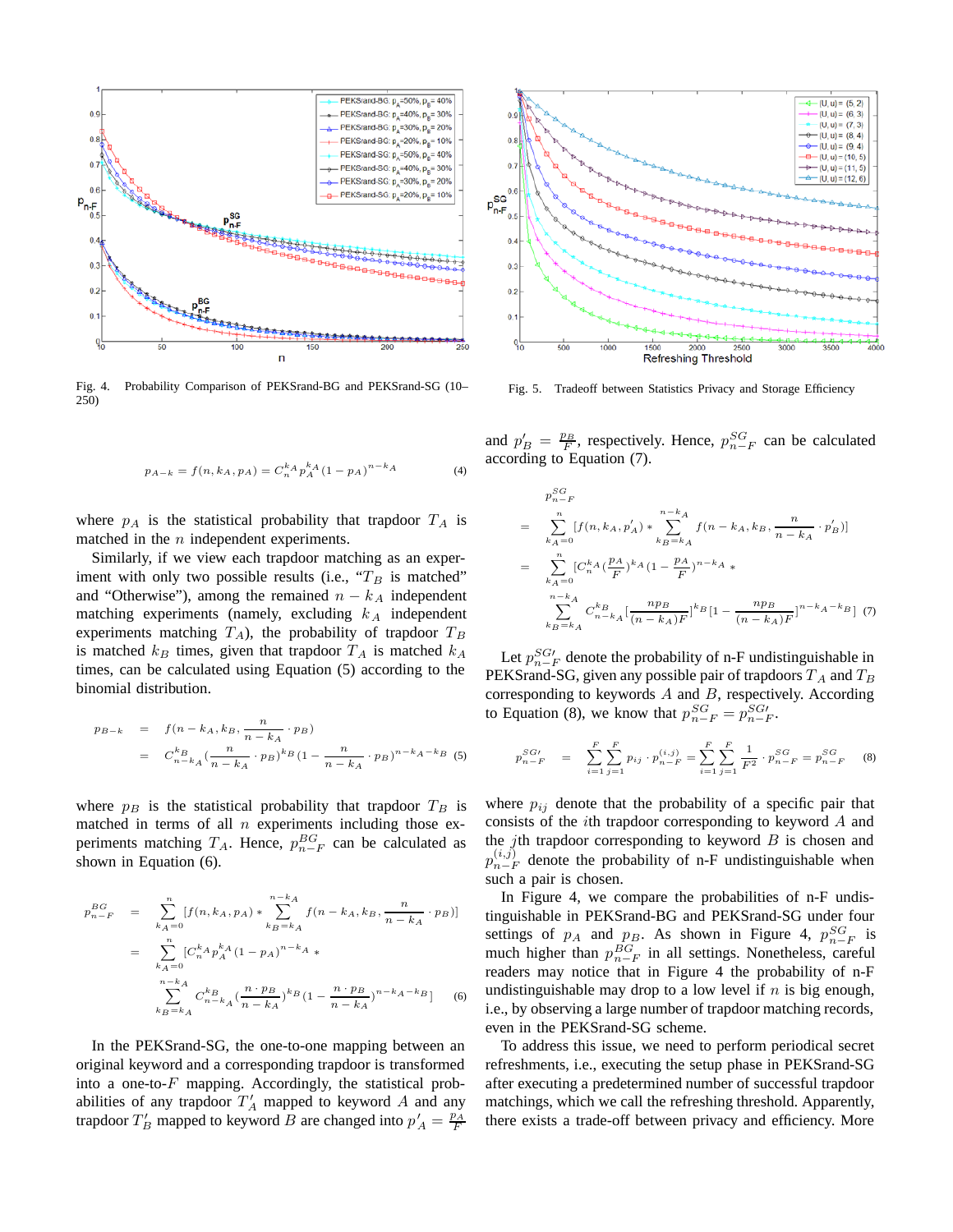Fig. 4. Probability Comparison of PEKSrand-BG and PEKSrand-SG (10–250)

Fig. 5. Tradeoff between Statistics Privacy and Storage Efficiency

$$p_{A-k} = f(n, k_A, p_A) = C_n^{k_A} p_A^{k_A} (1 - p_A)^{n-k_A} \quad (4)$$

where $p_A$ is the statistical probability that trapdoor $T_A$ is matched in the $n$ independent experiments.

Similarly, if we view each trapdoor matching as an experiment with only two possible results (i.e., "$T_B$ is matched" and "Otherwise"), among the remained $n - k_A$ independent matching experiments (namely, excluding $k_A$ independent experiments matching $T_A$), the probability of trapdoor $T_B$ is matched $k_B$ times, given that trapdoor $T_A$ is matched $k_A$ times, can be calculated using Equation (5) according to the binomial distribution.

$$\begin{aligned} p_{B-k} &= f(n - k_A, k_B, \frac{n}{n - k_A} \cdot p_B) \\ &= C_{n-k_A}^{k_B} (\frac{n}{n - k_A} \cdot p_B)^{k_B} (1 - \frac{n}{n - k_A} \cdot p_B)^{n-k_A-k_B} \quad (5) \end{aligned}$$

where $p_B$ is the statistical probability that trapdoor $T_B$ is matched in terms of all $n$ experiments including those experiments matching $T_A$. Hence, $p_{n-F}^{BG}$ can be calculated as shown in Equation (6).

$$\begin{aligned} p_{n-F}^{BG} &= \sum_{k_A=0}^{n} [f(n, k_A, p_A) * \sum_{k_B=k_A}^{n-k_A} f(n - k_A, k_B, \frac{n}{n - k_A} \cdot p_B)] \\ &= \sum_{k_A=0}^{n} [C_n^{k_A} p_A^{k_A} (1 - p_A)^{n-k_A} * \\ &\quad \sum_{k_B=k_A}^{n-k_A} C_{n-k_A}^{k_B} (\frac{n \cdot p_B}{n - k_A})^{k_B} (1 - \frac{n \cdot p_B}{n - k_A})^{n-k_A-k_B}] \quad (6) \end{aligned}$$

In the PEKSrand-SG, the one-to-one mapping between an original keyword and a corresponding trapdoor is transformed into a one-to-$F$ mapping. Accordingly, the statistical probabilities of any trapdoor $T'_A$ mapped to keyword $A$ and any trapdoor $T'_B$ mapped to keyword $B$ are changed into $p'_A = \frac{p_A}{F}$ and $p'_B = \frac{p_B}{F}$, respectively. Hence, $p_{n-F}^{SG}$ can be calculated according to Equation (7).

$$\begin{aligned} & p_{n-F}^{SG} \\ &= \sum_{k_A=0}^{n} [f(n, k_A, p'_A) * \sum_{k_B=k_A}^{n-k_A} f(n - k_A, k_B, \frac{n}{n - k_A} \cdot p'_B)] \\ &= \sum_{k_A=0}^{n} [C_n^{k_A} (\frac{p_A}{F})^{k_A} (1 - \frac{p_A}{F})^{n-k_A} * \\ &\quad \sum_{k_B=k_A}^{n-k_A} C_{n-k_A}^{k_B} [\frac{np_B}{(n - k_A)F}]^{k_B} [1 - \frac{np_B}{(n - k_A)F}]^{n-k_A-k_B}] \quad (7) \end{aligned}$$

Let $p_{n-F}^{SG\prime}$ denote the probability of n-F undistinguishable in PEKSrand-SG, given any possible pair of trapdoors $T_A$ and $T_B$ corresponding to keywords $A$ and $B$, respectively. According to Equation (8), we know that $p_{n-F}^{SG} = p_{n-F}^{SG\prime}$.

$$p_{n-F}^{SG\prime} = \sum_{i=1}^{F} \sum_{j=1}^{F} p_{ij} \cdot p_{n-F}^{(i,j)} = \sum_{i=1}^{F} \sum_{j=1}^{F} \frac{1}{F^2} \cdot p_{n-F}^{SG} = p_{n-F}^{SG} \quad (8)$$

where $p_{ij}$ denote that the probability of a specific pair that consists of the $i$th trapdoor corresponding to keyword $A$ and the $j$th trapdoor corresponding to keyword $B$ is chosen and $p_{n-F}^{(i,j)}$ denote the probability of n-F undistinguishable when such a pair is chosen.

In Figure 4, we compare the probabilities of n-F undistinguishable in PEKSrand-BG and PEKSrand-SG under four settings of $p_A$ and $p_B$. As shown in Figure 4, $p_{n-F}^{SG}$ is much higher than $p_{n-F}^{BG}$ in all settings. Nonetheless, careful readers may notice that in Figure 4 the probability of n-F undistinguishable may drop to a low level if $n$ is big enough, i.e., by observing a large number of trapdoor matching records, even in the PEKSrand-SG scheme.

To address this issue, we need to perform periodical secret refreshments, i.e., executing the setup phase in PEKSrand-SG after executing a predetermined number of successful trapdoor matchings, which we call the refreshing threshold. Apparently, there exists a trade-off between privacy and efficiency. More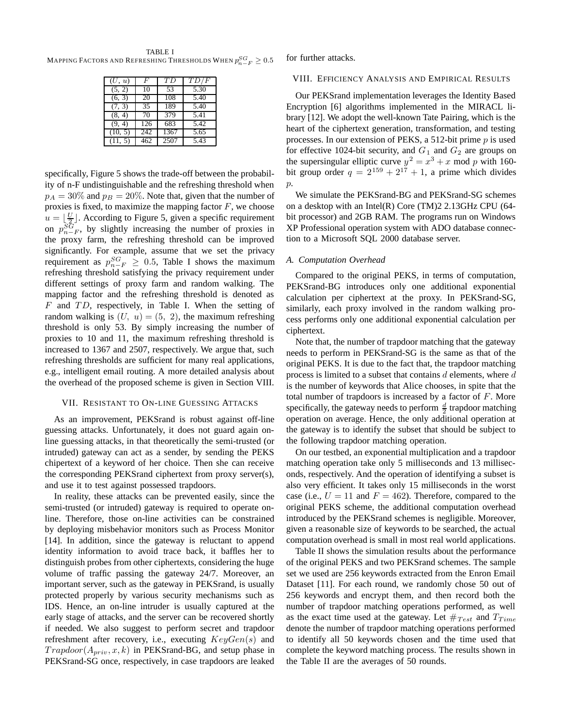TABLE I
MAPPING FACTORS AND REFRESHING THRESHOLDS WHEN $p^{SG}_{n-F} \geq 0.5$

| $(U,\ u)$ | $F$ | $TD$ | $TD/F$ |
|---|---|---|---|
| (5, 2) | 10 | 53 | 5.30 |
| (6, 3) | 20 | 108 | 5.40 |
| (7, 3) | 35 | 189 | 5.40 |
| (8, 4) | 70 | 379 | 5.41 |
| (9, 4) | 126 | 683 | 5.42 |
| (10, 5) | 242 | 1367 | 5.65 |
| (11, 5) | 462 | 2507 | 5.43 |

specifically, Figure 5 shows the trade-off between the probability of n-F undistinguishable and the refreshing threshold when $p_A = 30\%$ and $p_B = 20\%$. Note that, given that the number of proxies is fixed, to maximize the mapping factor $F$, we choose $u = \lfloor \frac{U}{2} \rfloor$. According to Figure 5, given a specific requirement on $p^{SG}_{n-F}$, by slightly increasing the number of proxies in the proxy farm, the refreshing threshold can be improved significantly. For example, assume that we set the privacy requirement as $p^{SG}_{n-F} \geq 0.5$, Table I shows the maximum refreshing threshold satisfying the privacy requirement under different settings of proxy farm and random walking. The mapping factor and the refreshing threshold is denoted as $F$ and $TD$, respectively, in Table I. When the setting of random walking is $(U,\ u) = (5,\ 2)$, the maximum refreshing threshold is only 53. By simply increasing the number of proxies to 10 and 11, the maximum refreshing threshold is increased to 1367 and 2507, respectively. We argue that, such refreshing thresholds are sufficient for many real applications, e.g., intelligent email routing. A more detailed analysis about the overhead of the proposed scheme is given in Section VIII.

## VII. RESISTANT TO ON-LINE GUESSING ATTACKS

As an improvement, PEKSrand is robust against off-line guessing attacks. Unfortunately, it does not guard again on-line guessing attacks, in that theoretically the semi-trusted (or intruded) gateway can act as a sender, by sending the PEKS chipertext of a keyword of her choice. Then she can receive the corresponding PEKSrand ciphertext from proxy server(s), and use it to test against possessed trapdoors.

In reality, these attacks can be prevented easily, since the semi-trusted (or intruded) gateway is required to operate on-line. Therefore, those on-line activities can be constrained by deploying misbehavior monitors such as Process Monitor [14]. In addition, since the gateway is reluctant to append identity information to avoid trace back, it baffles her to distinguish probes from other ciphertexts, considering the huge volume of traffic passing the gateway 24/7. Moreover, an important server, such as the gateway in PEKSrand, is usually protected properly by various security mechanisms such as IDS. Hence, an on-line intruder is usually captured at the early stage of attacks, and the server can be recovered shortly if needed. We also suggest to perform secret and trapdoor refreshment after recovery, i.e., executing $KeyGen(s)$ and $Trapdoor(A_{priv}, x, k)$ in PEKSrand-BG, and setup phase in PEKSrand-SG once, respectively, in case trapdoors are leaked for further attacks.

## VIII. EFFICIENCY ANALYSIS AND EMPIRICAL RESULTS

Our PEKSrand implementation leverages the Identity Based Encryption [6] algorithms implemented in the MIRACL library [12]. We adopt the well-known Tate Pairing, which is the heart of the ciphertext generation, transformation, and testing processes. In our extension of PEKS, a 512-bit prime $p$ is used for effective 1024-bit security, and $G_1$ and $G_2$ are groups on the supersingular elliptic curve $y^2 = x^3 + x$ mod $p$ with 160-bit group order $q = 2^{159} + 2^{17} + 1$, a prime which divides $p$.

We simulate the PEKSrand-BG and PEKSrand-SG schemes on a desktop with an Intel(R) Core (TM)2 2.13GHz CPU (64-bit processor) and 2GB RAM. The programs run on Windows XP Professional operation system with ADO database connection to a Microsoft SQL 2000 database server.

### A. Computation Overhead

Compared to the original PEKS, in terms of computation, PEKSrand-BG introduces only one additional exponential calculation per ciphertext at the proxy. In PEKSrand-SG, similarly, each proxy involved in the random walking process performs only one additional exponential calculation per ciphertext.

Note that, the number of trapdoor matching that the gateway needs to perform in PEKSrand-SG is the same as that of the original PEKS. It is due to the fact that, the trapdoor matching process is limited to a subset that contains $d$ elements, where $d$ is the number of keywords that Alice chooses, in spite that the total number of trapdoors is increased by a factor of $F$. More specifically, the gateway needs to perform $\frac{d}{2}$ trapdoor matching operation on average. Hence, the only additional operation at the gateway is to identify the subset that should be subject to the following trapdoor matching operation.

On our testbed, an exponential multiplication and a trapdoor matching operation take only 5 milliseconds and 13 milliseconds, respectively. And the operation of identifying a subset is also very efficient. It takes only 15 milliseconds in the worst case (i.e., $U = 11$ and $F = 462$). Therefore, compared to the original PEKS scheme, the additional computation overhead introduced by the PEKSrand schemes is negligible. Moreover, given a reasonable size of keywords to be searched, the actual computation overhead is small in most real world applications.

Table II shows the simulation results about the performance of the original PEKS and two PEKSrand schemes. The sample set we used are 256 keywords extracted from the Enron Email Dataset [11]. For each round, we randomly chose 50 out of 256 keywords and encrypt them, and then record both the number of trapdoor matching operations performed, as well as the exact time used at the gateway. Let $\#_{Test}$ and $T_{Time}$ denote the number of trapdoor matching operations performed to identify all 50 keywords chosen and the time used that complete the keyword matching process. The results shown in the Table II are the averages of 50 rounds.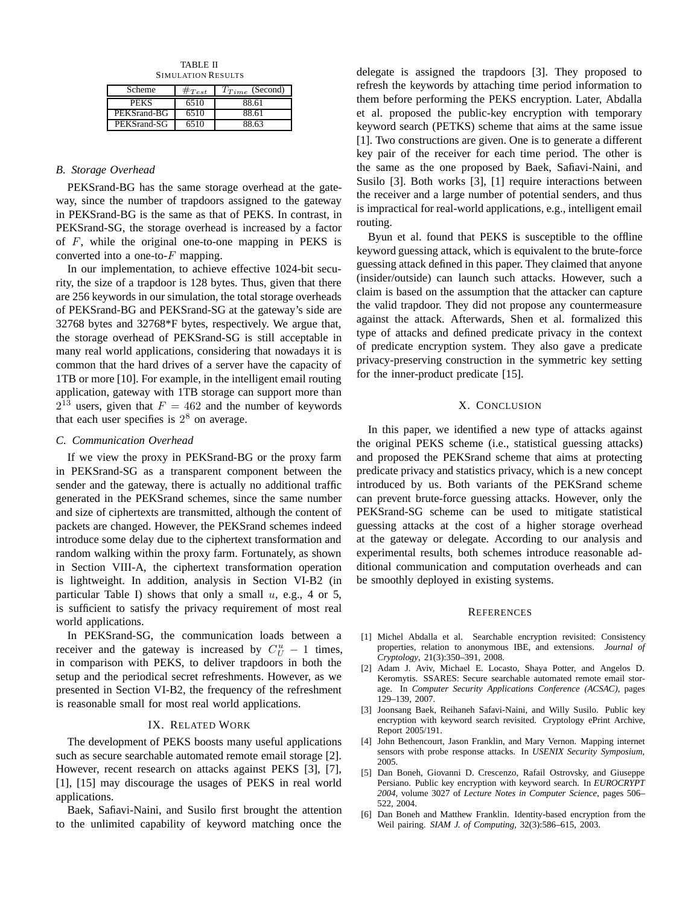TABLE II
SIMULATION RESULTS

| Scheme | $\#_{Test}$ | $T_{Time}$ (Second) |
|---|---|---|
| PEKS | 6510 | 88.61 |
| PEKSrand-BG | 6510 | 88.61 |
| PEKSrand-SG | 6510 | 88.63 |

### B. Storage Overhead

PEKSrand-BG has the same storage overhead at the gateway, since the number of trapdoors assigned to the gateway in PEKSrand-BG is the same as that of PEKS. In contrast, in PEKSrand-SG, the storage overhead is increased by a factor of $F$, while the original one-to-one mapping in PEKS is converted into a one-to-$F$ mapping.

In our implementation, to achieve effective 1024-bit security, the size of a trapdoor is 128 bytes. Thus, given that there are 256 keywords in our simulation, the total storage overheads of PEKSrand-BG and PEKSrand-SG at the gateway's side are 32768 bytes and 32768*F bytes, respectively. We argue that, the storage overhead of PEKSrand-SG is still acceptable in many real world applications, considering that nowadays it is common that the hard drives of a server have the capacity of 1TB or more [10]. For example, in the intelligent email routing application, gateway with 1TB storage can support more than $2^{13}$ users, given that $F = 462$ and the number of keywords that each user specifies is $2^8$ on average.

### C. Communication Overhead

If we view the proxy in PEKSrand-BG or the proxy farm in PEKSrand-SG as a transparent component between the sender and the gateway, there is actually no additional traffic generated in the PEKSrand schemes, since the same number and size of ciphertexts are transmitted, although the content of packets are changed. However, the PEKSrand schemes indeed introduce some delay due to the ciphertext transformation and random walking within the proxy farm. Fortunately, as shown in Section VIII-A, the ciphertext transformation operation is lightweight. In addition, analysis in Section VI-B2 (in particular Table I) shows that only a small $u$, e.g., 4 or 5, is sufficient to satisfy the privacy requirement of most real world applications.

In PEKSrand-SG, the communication loads between a receiver and the gateway is increased by $C_U^u - 1$ times, in comparison with PEKS, to deliver trapdoors in both the setup and the periodical secret refreshments. However, as we presented in Section VI-B2, the frequency of the refreshment is reasonable small for most real world applications.

## IX. Related Work

The development of PEKS boosts many useful applications such as secure searchable automated remote email storage [2]. However, recent research on attacks against PEKS [3], [7], [1], [15] may discourage the usages of PEKS in real world applications.

Baek, Safiavi-Naini, and Susilo first brought the attention to the unlimited capability of keyword matching once the delegate is assigned the trapdoors [3]. They proposed to refresh the keywords by attaching time period information to them before performing the PEKS encryption. Later, Abdalla et al. proposed the public-key encryption with temporary keyword search (PETKS) scheme that aims at the same issue [1]. Two constructions are given. One is to generate a different key pair of the receiver for each time period. The other is the same as the one proposed by Baek, Safiavi-Naini, and Susilo [3]. Both works [3], [1] require interactions between the receiver and a large number of potential senders, and thus is impractical for real-world applications, e.g., intelligent email routing.

Byun et al. found that PEKS is susceptible to the offline keyword guessing attack, which is equivalent to the brute-force guessing attack defined in this paper. They claimed that anyone (insider/outside) can launch such attacks. However, such a claim is based on the assumption that the attacker can capture the valid trapdoor. They did not propose any countermeasure against the attack. Afterwards, Shen et al. formalized this type of attacks and defined predicate privacy in the context of predicate encryption system. They also gave a predicate privacy-preserving construction in the symmetric key setting for the inner-product predicate [15].

## X. Conclusion

In this paper, we identified a new type of attacks against the original PEKS scheme (i.e., statistical guessing attacks) and proposed the PEKSrand scheme that aims at protecting predicate privacy and statistics privacy, which is a new concept introduced by us. Both variants of the PEKSrand scheme can prevent brute-force guessing attacks. However, only the PEKSrand-SG scheme can be used to mitigate statistical guessing attacks at the cost of a higher storage overhead at the gateway or delegate. According to our analysis and experimental results, both schemes introduce reasonable additional communication and computation overheads and can be smoothly deployed in existing systems.

## References

[1] Michel Abdalla et al. Searchable encryption revisited: Consistency properties, relation to anonymous IBE, and extensions. *Journal of Cryptology*, 21(3):350–391, 2008.

[2] Adam J. Aviv, Michael E. Locasto, Shaya Potter, and Angelos D. Keromytis. SSARES: Secure searchable automated remote email storage. In *Computer Security Applications Conference (ACSAC)*, pages 129–139, 2007.

[3] Joonsang Baek, Reihaneh Safavi-Naini, and Willy Susilo. Public key encryption with keyword search revisited. Cryptology ePrint Archive, Report 2005/191.

[4] John Bethencourt, Jason Franklin, and Mary Vernon. Mapping internet sensors with probe response attacks. In *USENIX Security Symposium*, 2005.

[5] Dan Boneh, Giovanni D. Crescenzo, Rafail Ostrovsky, and Giuseppe Persiano. Public key encryption with keyword search. In *EUROCRYPT 2004*, volume 3027 of *Lecture Notes in Computer Science*, pages 506–522, 2004.

[6] Dan Boneh and Matthew Franklin. Identity-based encryption from the Weil pairing. *SIAM J. of Computing*, 32(3):586–615, 2003.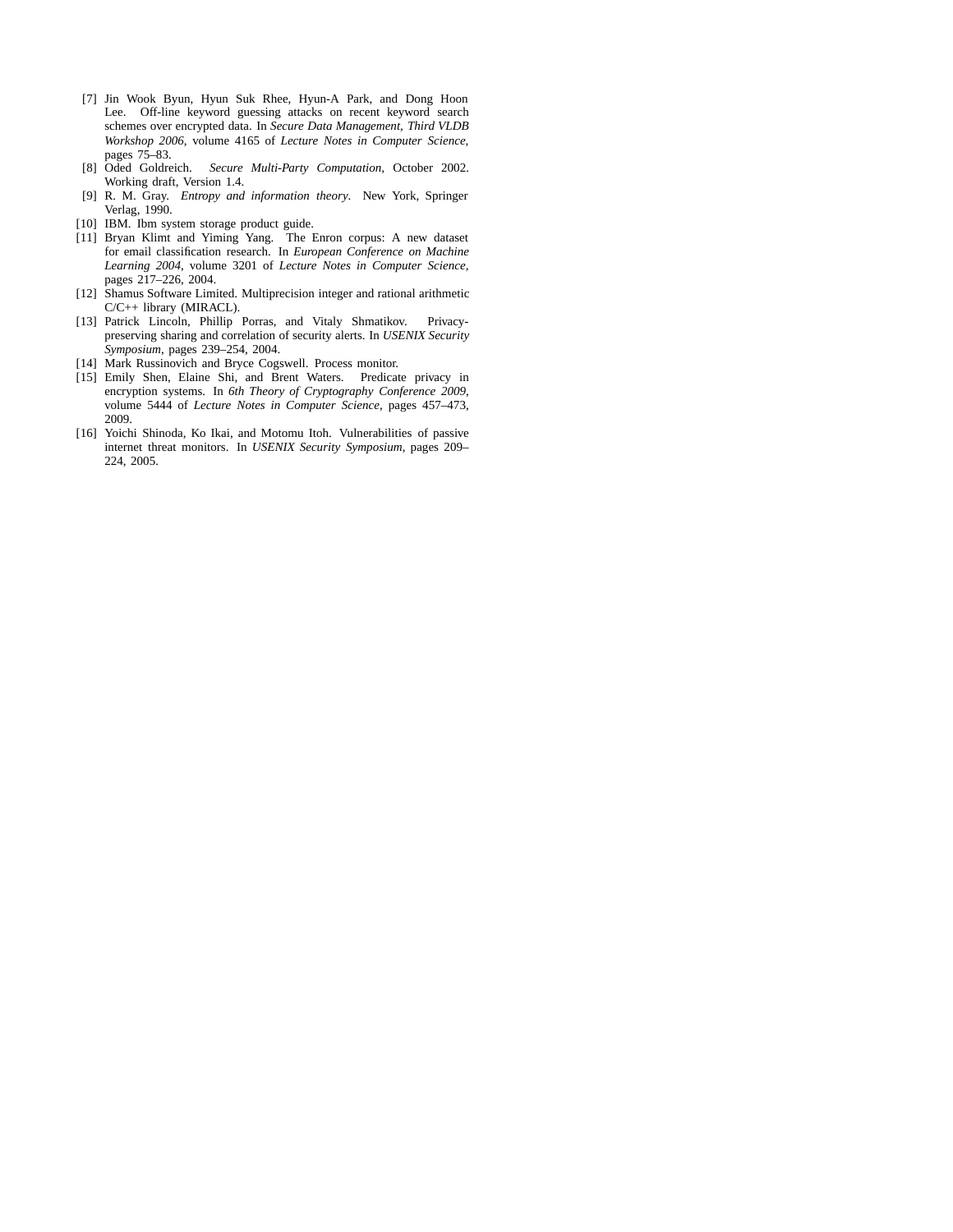[7] Jin Wook Byun, Hyun Suk Rhee, Hyun-A Park, and Dong Hoon Lee. Off-line keyword guessing attacks on recent keyword search schemes over encrypted data. In *Secure Data Management, Third VLDB Workshop 2006*, volume 4165 of *Lecture Notes in Computer Science*, pages 75–83.

[8] Oded Goldreich. *Secure Multi-Party Computation*, October 2002. Working draft, Version 1.4.

[9] R. M. Gray. *Entropy and information theory*. New York, Springer Verlag, 1990.

[10] IBM. Ibm system storage product guide.

[11] Bryan Klimt and Yiming Yang. The Enron corpus: A new dataset for email classification research. In *European Conference on Machine Learning 2004*, volume 3201 of *Lecture Notes in Computer Science*, pages 217–226, 2004.

[12] Shamus Software Limited. Multiprecision integer and rational arithmetic C/C++ library (MIRACL).

[13] Patrick Lincoln, Phillip Porras, and Vitaly Shmatikov. Privacy-preserving sharing and correlation of security alerts. In *USENIX Security Symposium*, pages 239–254, 2004.

[14] Mark Russinovich and Bryce Cogswell. Process monitor.

[15] Emily Shen, Elaine Shi, and Brent Waters. Predicate privacy in encryption systems. In *6th Theory of Cryptography Conference 2009*, volume 5444 of *Lecture Notes in Computer Science*, pages 457–473, 2009.

[16] Yoichi Shinoda, Ko Ikai, and Motomu Itoh. Vulnerabilities of passive internet threat monitors. In *USENIX Security Symposium*, pages 209–224, 2005.